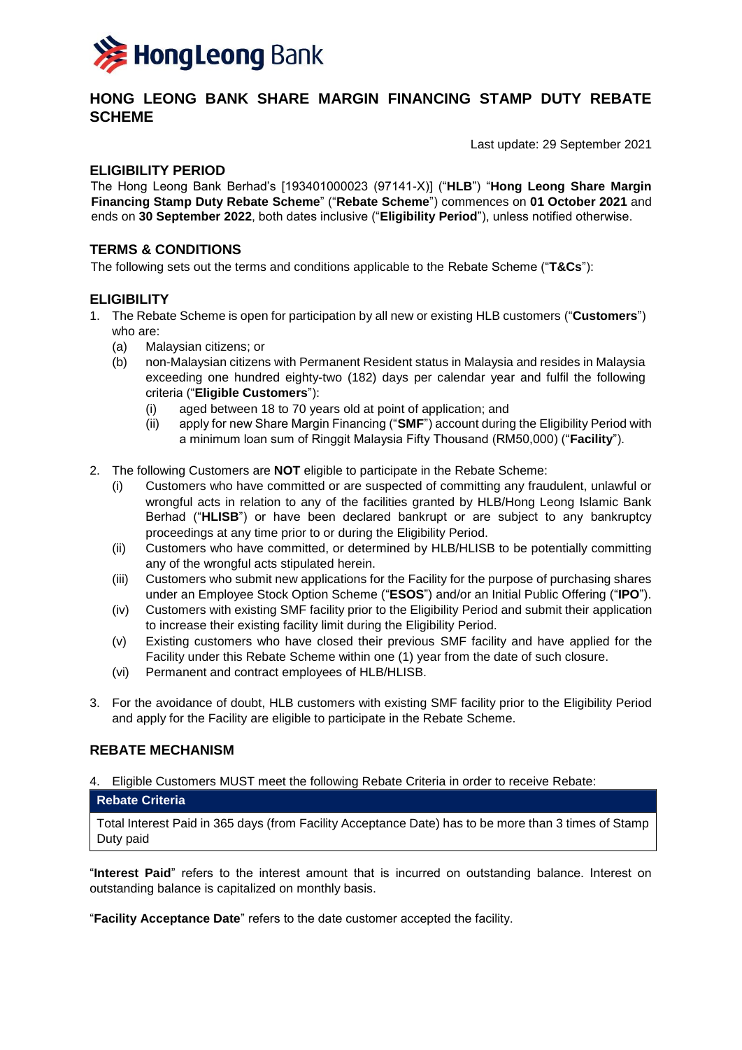# HONG LEONG BANK SHARE MARGIN FINANCING STAMP DUTY REBATE SCHEME

Last update: 29 September 2021

## ELIGIBILITY PERIOD

The Hong Leong Bank Berhad's [193401000023 (97141-X)] ("**HLB**") "**Hong Leong Share Margin Financing Stamp Duty Rebate Scheme**" ("**Rebate Scheme**") commences on **01 October 2021** and ends on **30 September 2022**, both dates inclusive ("**Eligibility Period**"), unless notified otherwise.

## TERMS & CONDITIONS

The following sets out the terms and conditions applicable to the Rebate Scheme ("**T&Cs**"):

## ELIGIBILITY

1. The Rebate Scheme is open for participation by all new or existing HLB customers ("**Customers**") who are:
   - (a) Malaysian citizens; or
   - (b) non-Malaysian citizens with Permanent Resident status in Malaysia and resides in Malaysia exceeding one hundred eighty-two (182) days per calendar year and fulfil the following criteria ("**Eligible Customers**"):
     - (i) aged between 18 to 70 years old at point of application; and
     - (ii) apply for new Share Margin Financing ("**SMF**") account during the Eligibility Period with a minimum loan sum of Ringgit Malaysia Fifty Thousand (RM50,000) ("**Facility**").

2. The following Customers are **NOT** eligible to participate in the Rebate Scheme:
   - (i) Customers who have committed or are suspected of committing any fraudulent, unlawful or wrongful acts in relation to any of the facilities granted by HLB/Hong Leong Islamic Bank Berhad ("**HLISB**") or have been declared bankrupt or are subject to any bankruptcy proceedings at any time prior to or during the Eligibility Period.
   - (ii) Customers who have committed, or determined by HLB/HLISB to be potentially committing any of the wrongful acts stipulated herein.
   - (iii) Customers who submit new applications for the Facility for the purpose of purchasing shares under an Employee Stock Option Scheme ("**ESOS**") and/or an Initial Public Offering ("**IPO**").
   - (iv) Customers with existing SMF facility prior to the Eligibility Period and submit their application to increase their existing facility limit during the Eligibility Period.
   - (v) Existing customers who have closed their previous SMF facility and have applied for the Facility under this Rebate Scheme within one (1) year from the date of such closure.
   - (vi) Permanent and contract employees of HLB/HLISB.

3. For the avoidance of doubt, HLB customers with existing SMF facility prior to the Eligibility Period and apply for the Facility are eligible to participate in the Rebate Scheme.

## REBATE MECHANISM

4. Eligible Customers MUST meet the following Rebate Criteria in order to receive Rebate:

| Rebate Criteria |
| --- |
| Total Interest Paid in 365 days (from Facility Acceptance Date) has to be more than 3 times of Stamp Duty paid |

"**Interest Paid**" refers to the interest amount that is incurred on outstanding balance. Interest on outstanding balance is capitalized on monthly basis.

"**Facility Acceptance Date**" refers to the date customer accepted the facility.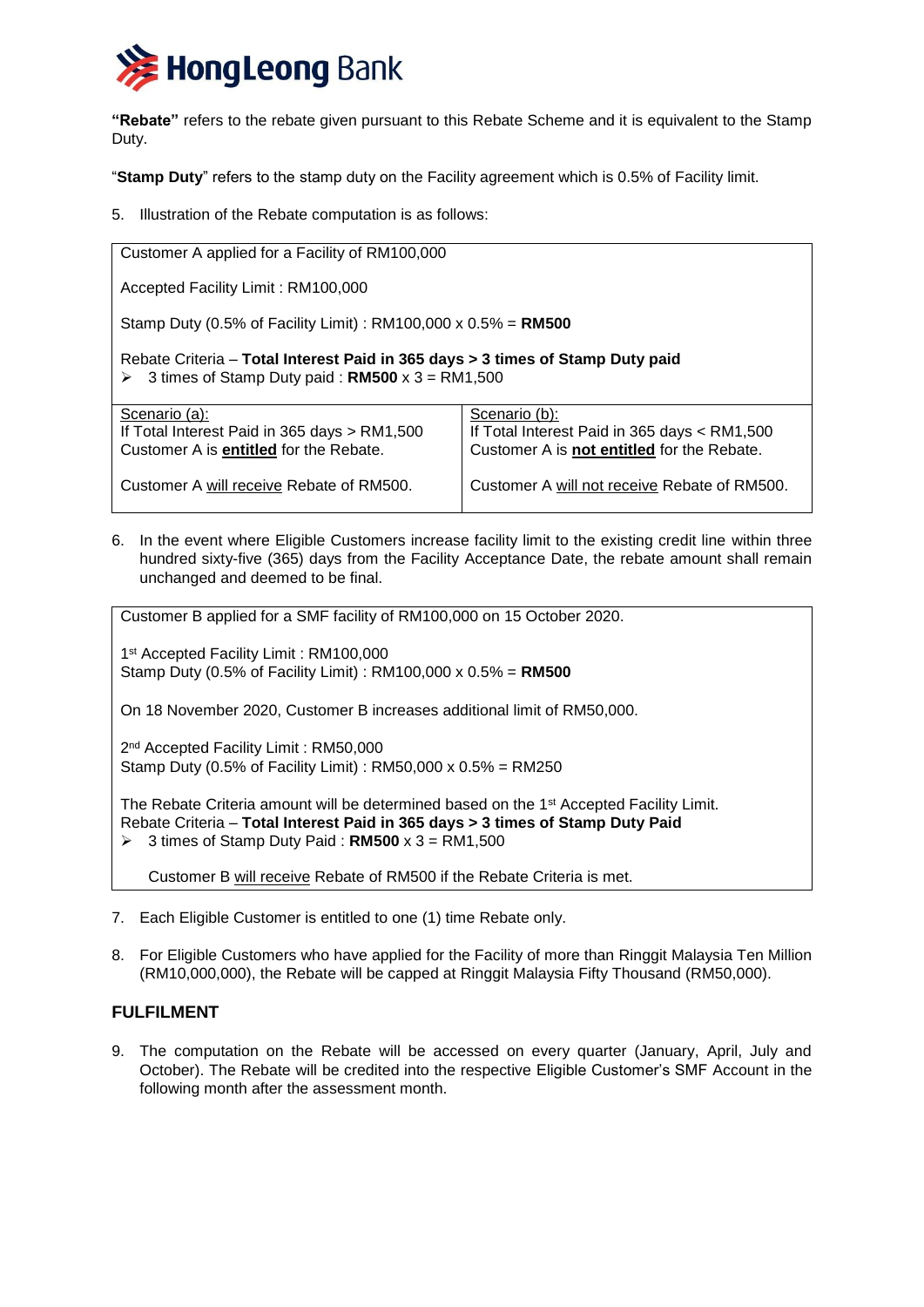**"Rebate"** refers to the rebate given pursuant to this Rebate Scheme and it is equivalent to the Stamp Duty.

"**Stamp Duty**" refers to the stamp duty on the Facility agreement which is 0.5% of Facility limit.

5. Illustration of the Rebate computation is as follows:

| Customer A applied for a Facility of RM100,000<br><br>Accepted Facility Limit : RM100,000<br><br>Stamp Duty (0.5% of Facility Limit) : RM100,000 x 0.5% = **RM500**<br><br>Rebate Criteria – **Total Interest Paid in 365 days > 3 times of Stamp Duty paid**<br>➢ 3 times of Stamp Duty paid : **RM500** x 3 = RM1,500 | |
|---|---|
| Scenario (a):<br>If Total Interest Paid in 365 days > RM1,500<br>Customer A is **entitled** for the Rebate.<br><br>Customer A will receive Rebate of RM500. | Scenario (b):<br>If Total Interest Paid in 365 days < RM1,500<br>Customer A is **not entitled** for the Rebate.<br><br>Customer A will not receive Rebate of RM500. |

6. In the event where Eligible Customers increase facility limit to the existing credit line within three hundred sixty-five (365) days from the Facility Acceptance Date, the rebate amount shall remain unchanged and deemed to be final.

> Customer B applied for a SMF facility of RM100,000 on 15 October 2020.
>
> 1st Accepted Facility Limit : RM100,000
> Stamp Duty (0.5% of Facility Limit) : RM100,000 x 0.5% = **RM500**
>
> On 18 November 2020, Customer B increases additional limit of RM50,000.
>
> 2nd Accepted Facility Limit : RM50,000
> Stamp Duty (0.5% of Facility Limit) : RM50,000 x 0.5% = RM250
>
> The Rebate Criteria amount will be determined based on the 1st Accepted Facility Limit.
> Rebate Criteria – **Total Interest Paid in 365 days > 3 times of Stamp Duty Paid**
> ➢ 3 times of Stamp Duty Paid : **RM500** x 3 = RM1,500
>
> Customer B will receive Rebate of RM500 if the Rebate Criteria is met.

7. Each Eligible Customer is entitled to one (1) time Rebate only.

8. For Eligible Customers who have applied for the Facility of more than Ringgit Malaysia Ten Million (RM10,000,000), the Rebate will be capped at Ringgit Malaysia Fifty Thousand (RM50,000).

## FULFILMENT

9. The computation on the Rebate will be accessed on every quarter (January, April, July and October). The Rebate will be credited into the respective Eligible Customer's SMF Account in the following month after the assessment month.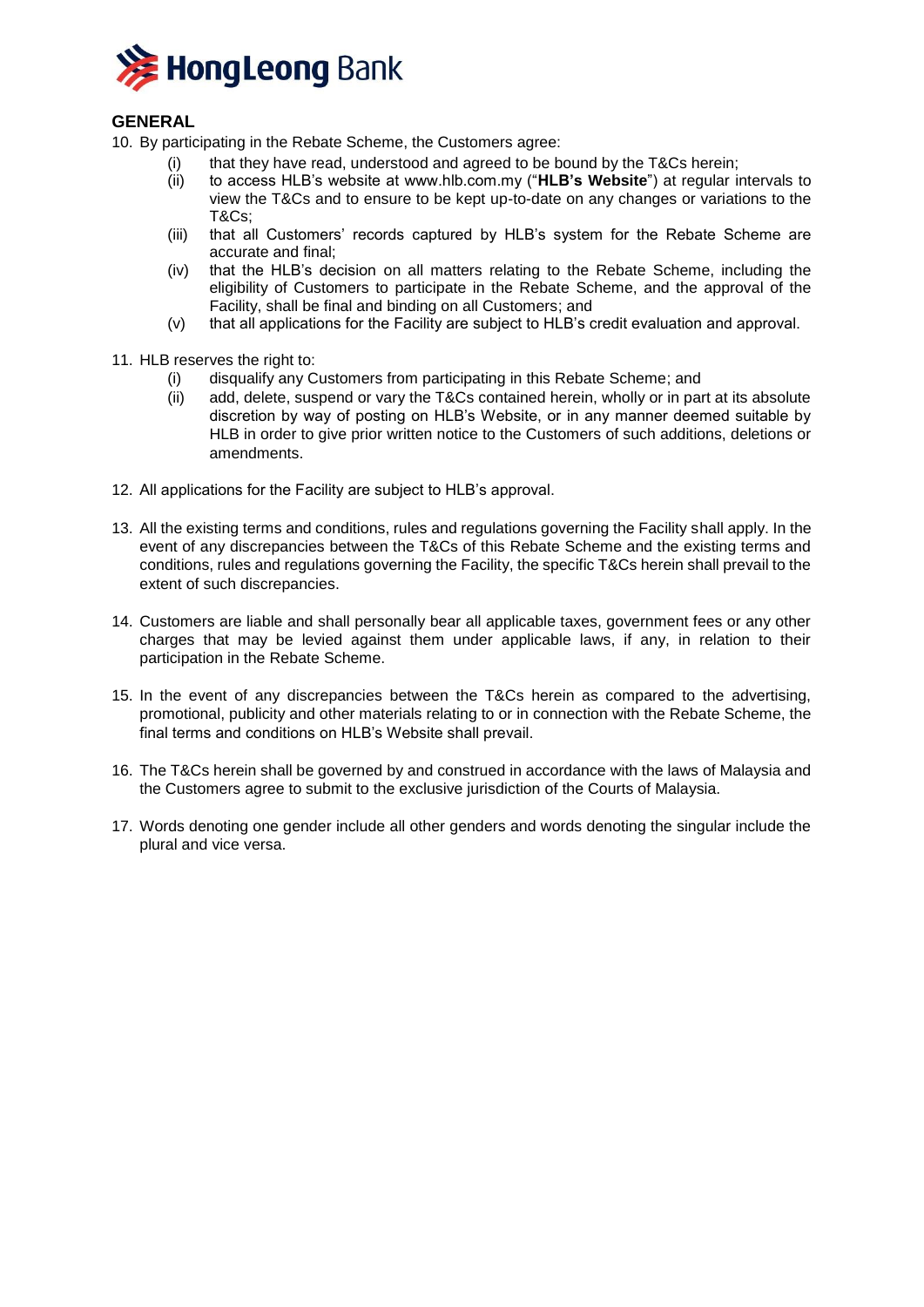## GENERAL

10. By participating in the Rebate Scheme, the Customers agree:
    (i) that they have read, understood and agreed to be bound by the T&Cs herein;
    (ii) to access HLB's website at www.hlb.com.my ("**HLB's Website**") at regular intervals to view the T&Cs and to ensure to be kept up-to-date on any changes or variations to the T&Cs;
    (iii) that all Customers' records captured by HLB's system for the Rebate Scheme are accurate and final;
    (iv) that the HLB's decision on all matters relating to the Rebate Scheme, including the eligibility of Customers to participate in the Rebate Scheme, and the approval of the Facility, shall be final and binding on all Customers; and
    (v) that all applications for the Facility are subject to HLB's credit evaluation and approval.

11. HLB reserves the right to:
    (i) disqualify any Customers from participating in this Rebate Scheme; and
    (ii) add, delete, suspend or vary the T&Cs contained herein, wholly or in part at its absolute discretion by way of posting on HLB's Website, or in any manner deemed suitable by HLB in order to give prior written notice to the Customers of such additions, deletions or amendments.

12. All applications for the Facility are subject to HLB's approval.

13. All the existing terms and conditions, rules and regulations governing the Facility shall apply. In the event of any discrepancies between the T&Cs of this Rebate Scheme and the existing terms and conditions, rules and regulations governing the Facility, the specific T&Cs herein shall prevail to the extent of such discrepancies.

14. Customers are liable and shall personally bear all applicable taxes, government fees or any other charges that may be levied against them under applicable laws, if any, in relation to their participation in the Rebate Scheme.

15. In the event of any discrepancies between the T&Cs herein as compared to the advertising, promotional, publicity and other materials relating to or in connection with the Rebate Scheme, the final terms and conditions on HLB's Website shall prevail.

16. The T&Cs herein shall be governed by and construed in accordance with the laws of Malaysia and the Customers agree to submit to the exclusive jurisdiction of the Courts of Malaysia.

17. Words denoting one gender include all other genders and words denoting the singular include the plural and vice versa.